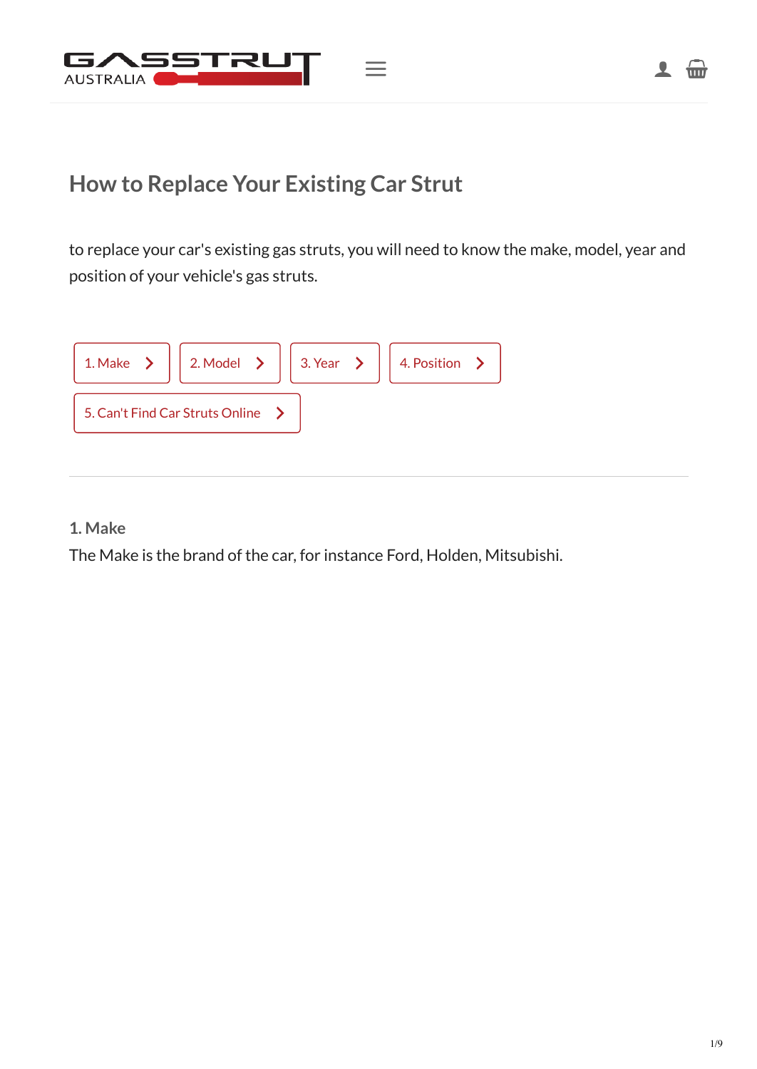GASSTRUT AUSTRALIA

# How to Replace Your Existing Car Strut

to replace your car's existing gas struts, you will need to know the make, model, year and position of your vehicle's gas struts.

- 1. Make
- 2. Model
- 3. Year
- 4. Position
- 5. Can't Find Car Struts Online

---

### 1. Make

The Make is the brand of the car, for instance Ford, Holden, Mitsubishi.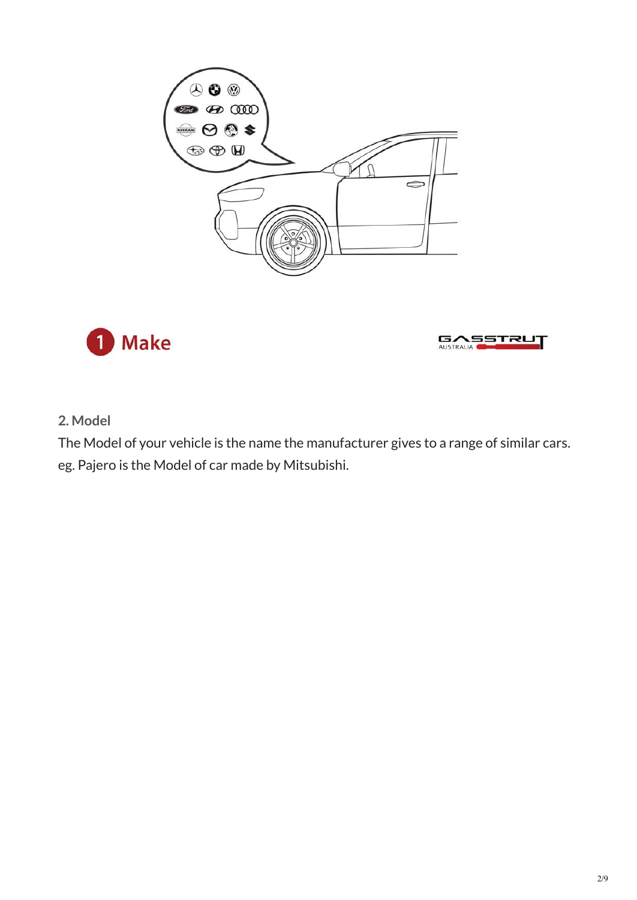1 Make

GASSTRUT AUSTRALIA

## 2. Model

The Model of your vehicle is the name the manufacturer gives to a range of similar cars. eg. Pajero is the Model of car made by Mitsubishi.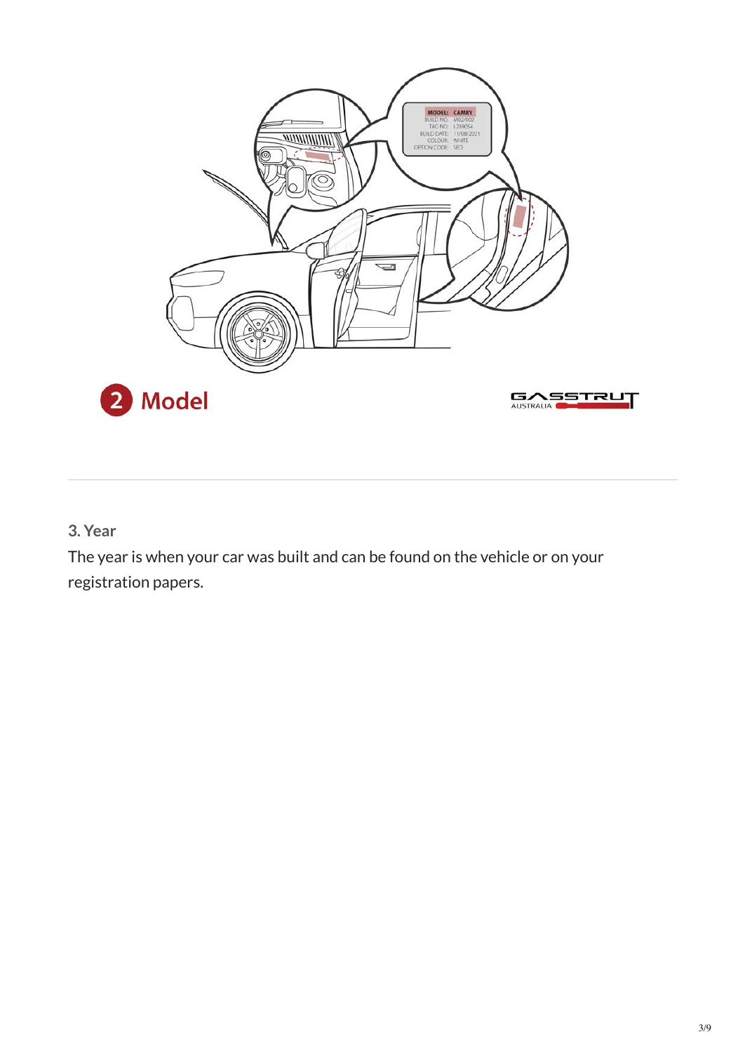### 3. Year

The year is when your car was built and can be found on the vehicle or on your registration papers.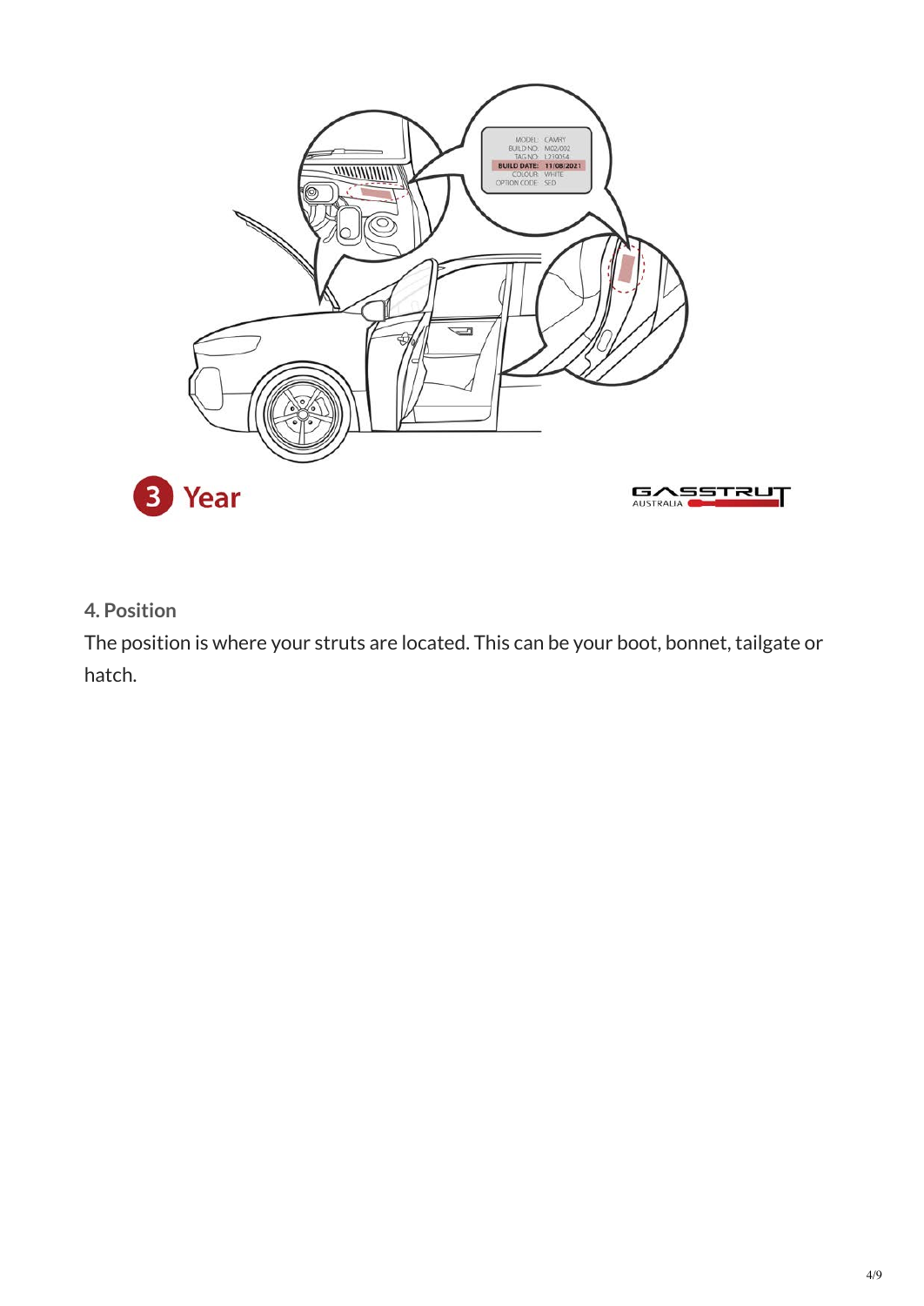## 3 Year

### 4. Position

The position is where your struts are located. This can be your boot, bonnet, tailgate or hatch.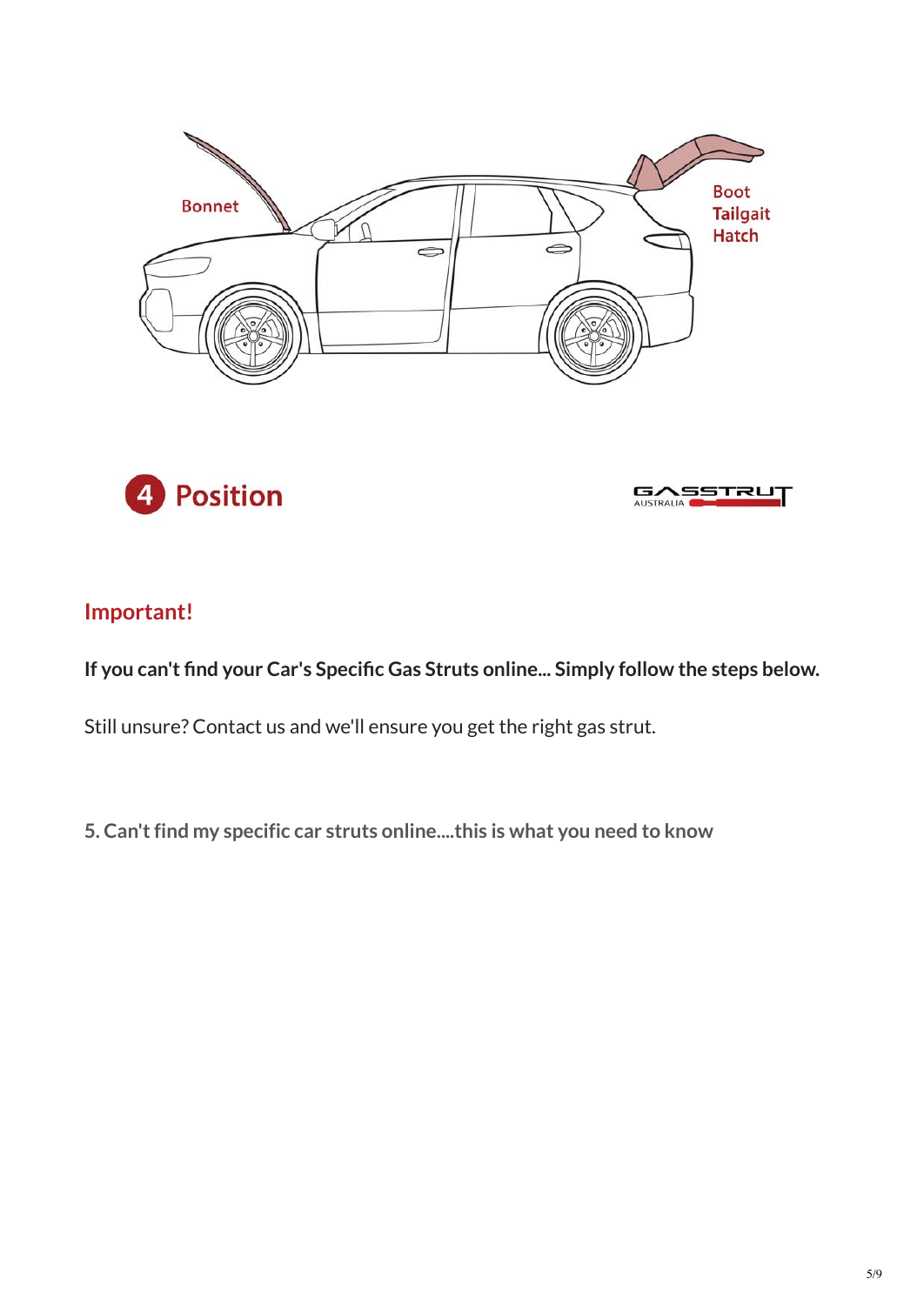Bonnet

Boot
Tailgait
Hatch

## 4 Position

### Important!

**If you can't find your Car's Specific Gas Struts online... Simply follow the steps below.**

Still unsure? Contact us and we'll ensure you get the right gas strut.

**5. Can't find my specific car struts online....this is what you need to know**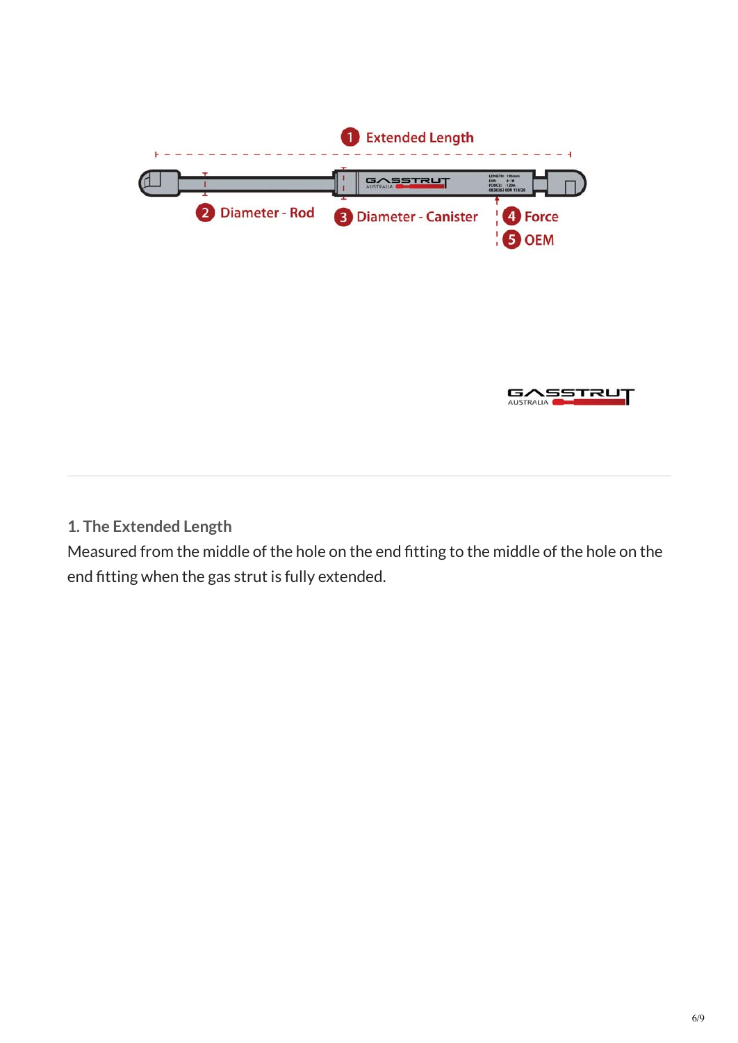### 1. The Extended Length

Measured from the middle of the hole on the end fitting to the middle of the hole on the end fitting when the gas strut is fully extended.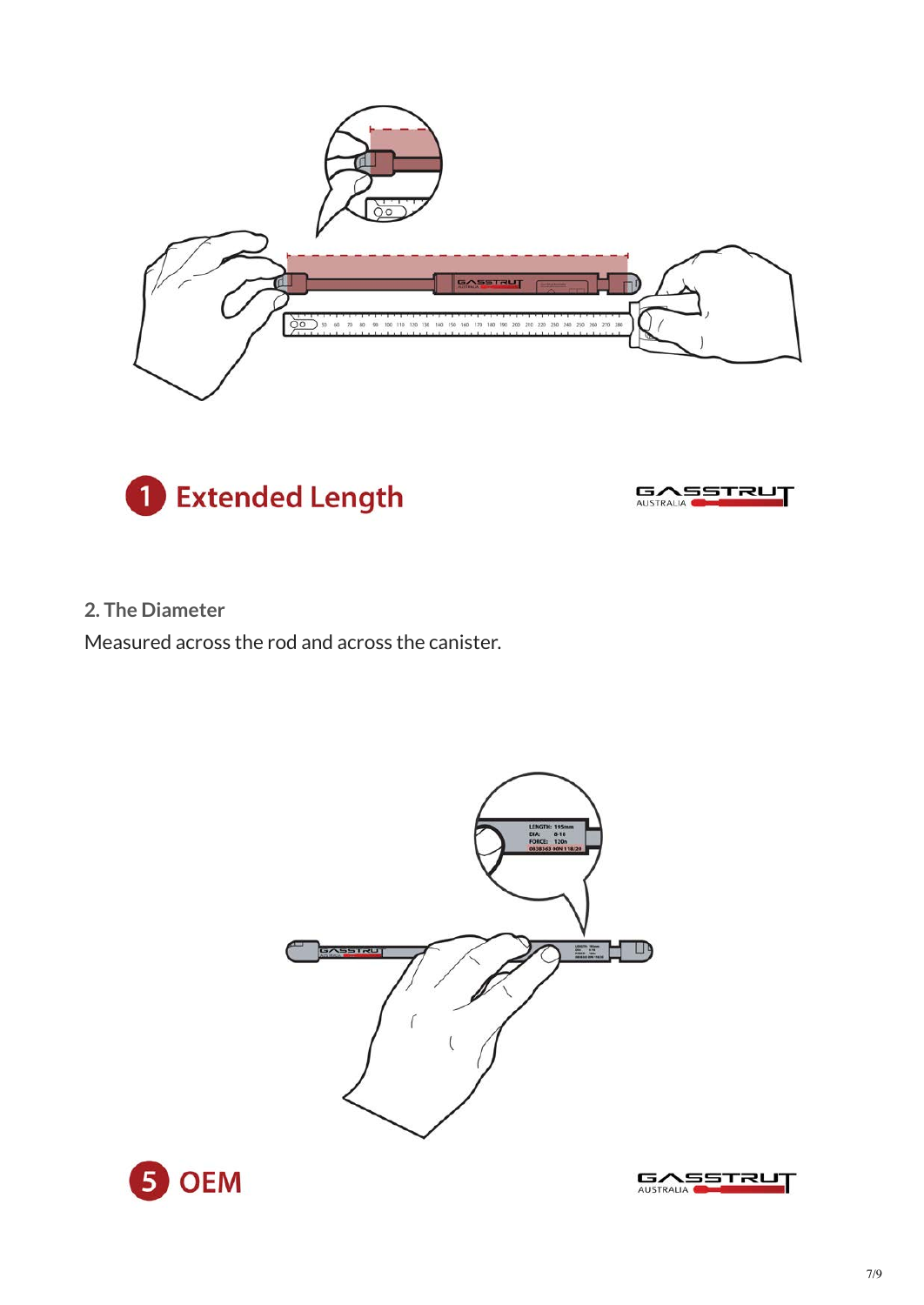**1 Extended Length**

**2. The Diameter**

Measured across the rod and across the canister.

**5 OEM**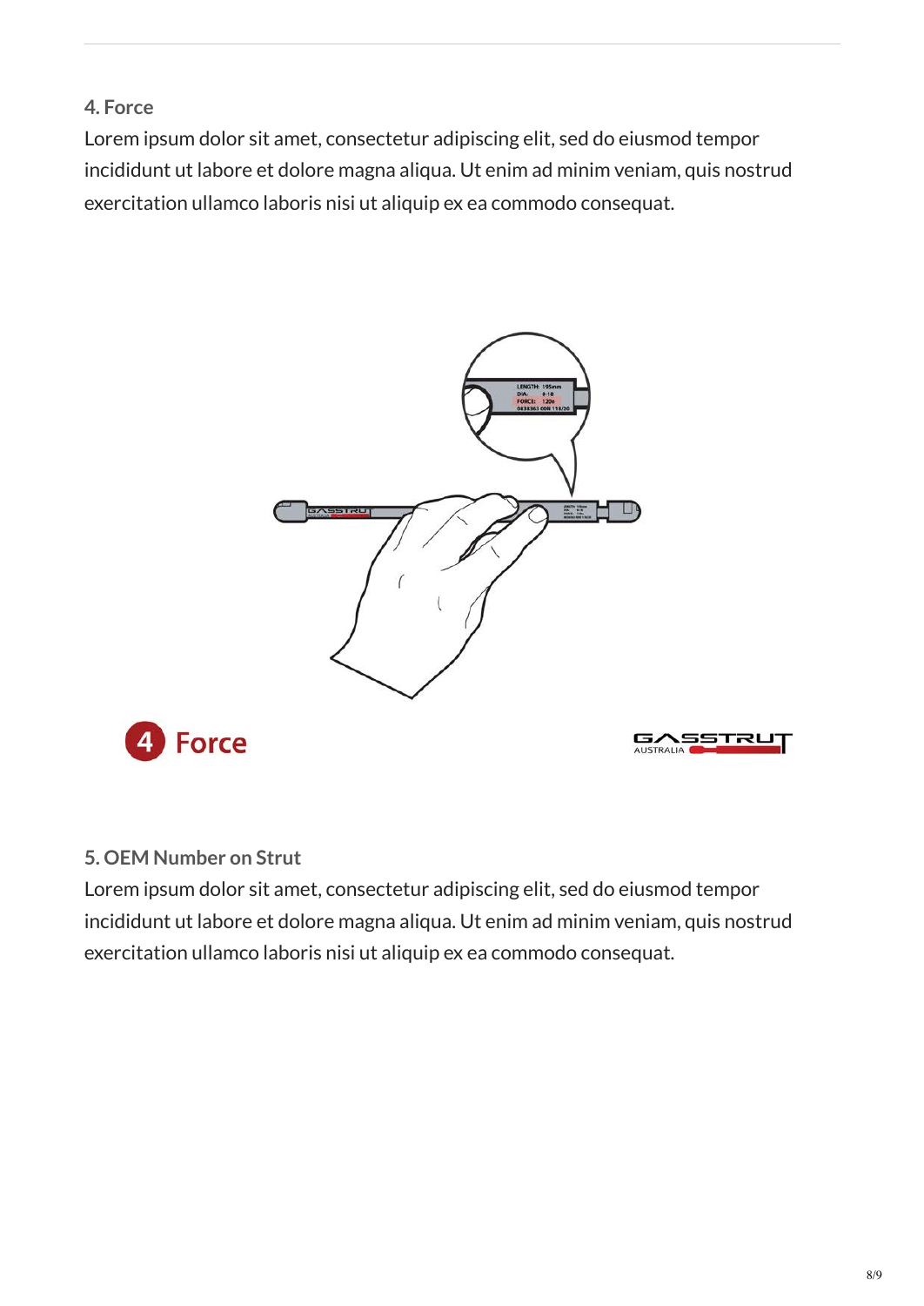### 4. Force

Lorem ipsum dolor sit amet, consectetur adipiscing elit, sed do eiusmod tempor incididunt ut labore et dolore magna aliqua. Ut enim ad minim veniam, quis nostrud exercitation ullamco laboris nisi ut aliquip ex ea commodo consequat.

### 5. OEM Number on Strut

Lorem ipsum dolor sit amet, consectetur adipiscing elit, sed do eiusmod tempor incididunt ut labore et dolore magna aliqua. Ut enim ad minim veniam, quis nostrud exercitation ullamco laboris nisi ut aliquip ex ea commodo consequat.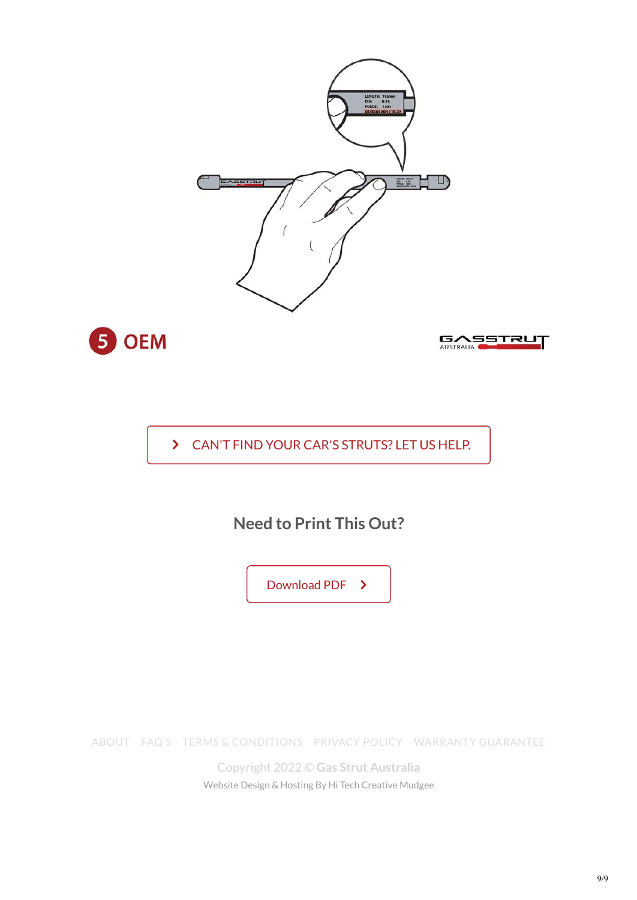## 5 OEM

> CAN'T FIND YOUR CAR'S STRUTS? LET US HELP.

### Need to Print This Out?

Download PDF >

ABOUT FAQ'S TERMS & CONDITIONS PRIVACY POLICY WARRANTY GUARANTEE

Copyright 2022 © **Gas Strut Australia**

Website Design & Hosting By Hi Tech Creative Mudgee